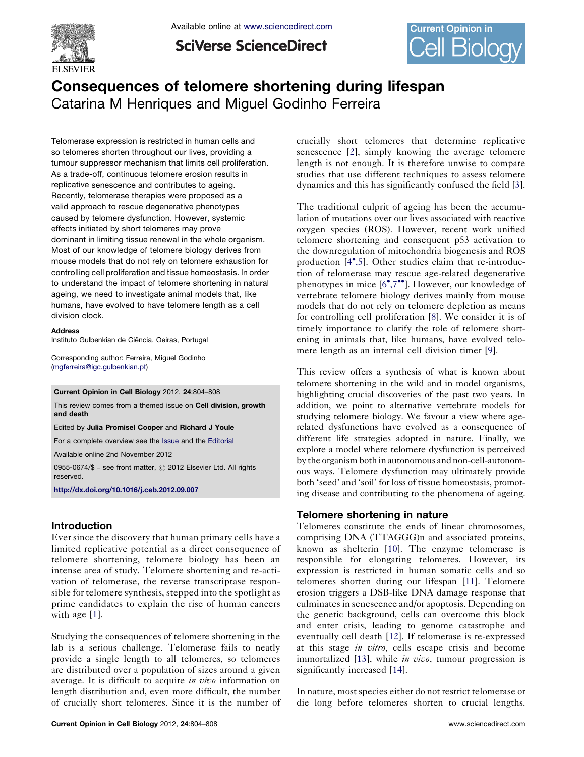# Consequences of telomere shortening during lifespan

Catarina M Henriques and Miguel Godinho Ferreira

Telomerase expression is restricted in human cells and so telomeres shorten throughout our lives, providing a tumour suppressor mechanism that limits cell proliferation. As a trade-off, continuous telomere erosion results in replicative senescence and contributes to ageing. Recently, telomerase therapies were proposed as a valid approach to rescue degenerative phenotypes caused by telomere dysfunction. However, systemic effects initiated by short telomeres may prove dominant in limiting tissue renewal in the whole organism. Most of our knowledge of telomere biology derives from mouse models that do not rely on telomere exhaustion for controlling cell proliferation and tissue homeostasis. In order to understand the impact of telomere shortening in natural ageing, we need to investigate animal models that, like humans, have evolved to have telomere length as a cell division clock.

**Address**

Instituto Gulbenkian de Ciência, Oeiras, Portugal

Corresponding author: Ferreira, Miguel Godinho (mgferreira@igc.gulbenkian.pt)

**Current Opinion in Cell Biology** 2012, **24**:804–808

This review comes from a themed issue on **Cell division, growth and death**

Edited by **Julia Promisel Cooper** and **Richard J Youle**

For a complete overview see the Issue and the Editorial

Available online 2nd November 2012

0955-0674/$ – see front matter, © 2012 Elsevier Ltd. All rights reserved.

http://dx.doi.org/10.1016/j.ceb.2012.09.007

## Introduction

Ever since the discovery that human primary cells have a limited replicative potential as a direct consequence of telomere shortening, telomere biology has been an intense area of study. Telomere shortening and re-activation of telomerase, the reverse transcriptase responsible for telomere synthesis, stepped into the spotlight as prime candidates to explain the rise of human cancers with age [1].

Studying the consequences of telomere shortening in the lab is a serious challenge. Telomerase fails to neatly provide a single length to all telomeres, so telomeres are distributed over a population of sizes around a given average. It is difficult to acquire *in vivo* information on length distribution and, even more difficult, the number of crucially short telomeres. Since it is the number of crucially short telomeres that determine replicative senescence [2], simply knowing the average telomere length is not enough. It is therefore unwise to compare studies that use different techniques to assess telomere dynamics and this has significantly confused the field [3].

The traditional culprit of ageing has been the accumulation of mutations over our lives associated with reactive oxygen species (ROS). However, recent work unified telomere shortening and consequent p53 activation to the downregulation of mitochondria biogenesis and ROS production [4•,5]. Other studies claim that re-introduction of telomerase may rescue age-related degenerative phenotypes in mice [6•,7••]. However, our knowledge of vertebrate telomere biology derives mainly from mouse models that do not rely on telomere depletion as means for controlling cell proliferation [8]. We consider it is of timely importance to clarify the role of telomere shortening in animals that, like humans, have evolved telomere length as an internal cell division timer [9].

This review offers a synthesis of what is known about telomere shortening in the wild and in model organisms, highlighting crucial discoveries of the past two years. In addition, we point to alternative vertebrate models for studying telomere biology. We favour a view where age-related dysfunctions have evolved as a consequence of different life strategies adopted in nature. Finally, we explore a model where telomere dysfunction is perceived by the organism both in autonomous and non-cell-autonomous ways. Telomere dysfunction may ultimately provide both 'seed' and 'soil' for loss of tissue homeostasis, promoting disease and contributing to the phenomena of ageing.

## Telomere shortening in nature

Telomeres constitute the ends of linear chromosomes, comprising DNA (TTAGGG)n and associated proteins, known as shelterin [10]. The enzyme telomerase is responsible for elongating telomeres. However, its expression is restricted in human somatic cells and so telomeres shorten during our lifespan [11]. Telomere erosion triggers a DSB-like DNA damage response that culminates in senescence and/or apoptosis. Depending on the genetic background, cells can overcome this block and enter crisis, leading to genome catastrophe and eventually cell death [12]. If telomerase is re-expressed at this stage *in vitro*, cells escape crisis and become immortalized [13], while *in vivo*, tumour progression is significantly increased [14].

In nature, most species either do not restrict telomerase or die long before telomeres shorten to crucial lengths.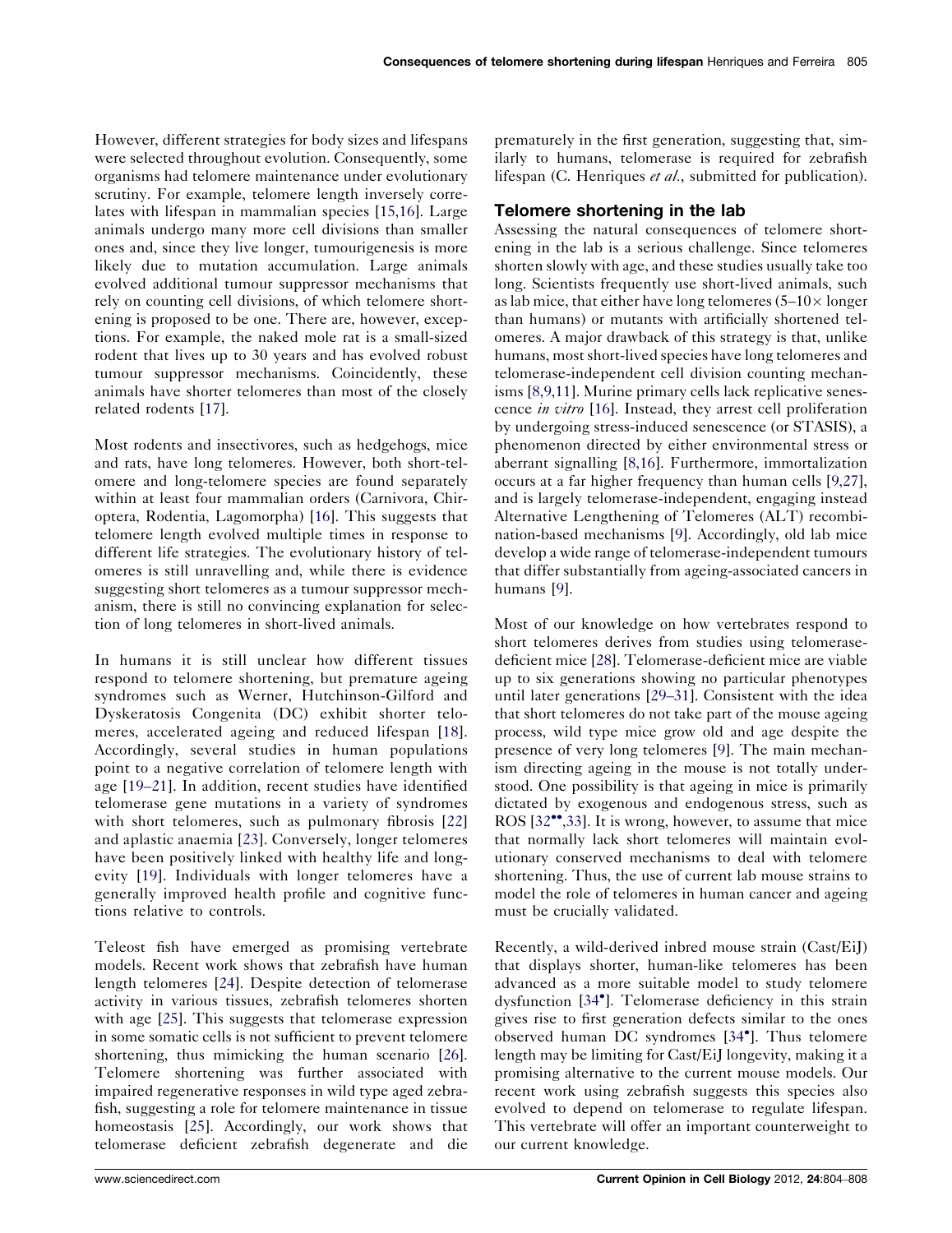However, different strategies for body sizes and lifespans were selected throughout evolution. Consequently, some organisms had telomere maintenance under evolutionary scrutiny. For example, telomere length inversely correlates with lifespan in mammalian species [15,16]. Large animals undergo many more cell divisions than smaller ones and, since they live longer, tumourigenesis is more likely due to mutation accumulation. Large animals evolved additional tumour suppressor mechanisms that rely on counting cell divisions, of which telomere shortening is proposed to be one. There are, however, exceptions. For example, the naked mole rat is a small-sized rodent that lives up to 30 years and has evolved robust tumour suppressor mechanisms. Coincidently, these animals have shorter telomeres than most of the closely related rodents [17].

Most rodents and insectivores, such as hedgehogs, mice and rats, have long telomeres. However, both short-telomere and long-telomere species are found separately within at least four mammalian orders (Carnivora, Chiroptera, Rodentia, Lagomorpha) [16]. This suggests that telomere length evolved multiple times in response to different life strategies. The evolutionary history of telomeres is still unravelling and, while there is evidence suggesting short telomeres as a tumour suppressor mechanism, there is still no convincing explanation for selection of long telomeres in short-lived animals.

In humans it is still unclear how different tissues respond to telomere shortening, but premature ageing syndromes such as Werner, Hutchinson-Gilford and Dyskeratosis Congenita (DC) exhibit shorter telomeres, accelerated ageing and reduced lifespan [18]. Accordingly, several studies in human populations point to a negative correlation of telomere length with age [19–21]. In addition, recent studies have identified telomerase gene mutations in a variety of syndromes with short telomeres, such as pulmonary fibrosis [22] and aplastic anaemia [23]. Conversely, longer telomeres have been positively linked with healthy life and longevity [19]. Individuals with longer telomeres have a generally improved health profile and cognitive functions relative to controls.

Teleost fish have emerged as promising vertebrate models. Recent work shows that zebrafish have human length telomeres [24]. Despite detection of telomerase activity in various tissues, zebrafish telomeres shorten with age [25]. This suggests that telomerase expression in some somatic cells is not sufficient to prevent telomere shortening, thus mimicking the human scenario [26]. Telomere shortening was further associated with impaired regenerative responses in wild type aged zebrafish, suggesting a role for telomere maintenance in tissue homeostasis [25]. Accordingly, our work shows that telomerase deficient zebrafish degenerate and die prematurely in the first generation, suggesting that, similarly to humans, telomerase is required for zebrafish lifespan (C. Henriques *et al.*, submitted for publication).

## Telomere shortening in the lab

Assessing the natural consequences of telomere shortening in the lab is a serious challenge. Since telomeres shorten slowly with age, and these studies usually take too long. Scientists frequently use short-lived animals, such as lab mice, that either have long telomeres (5–10× longer than humans) or mutants with artificially shortened telomeres. A major drawback of this strategy is that, unlike humans, most short-lived species have long telomeres and telomerase-independent cell division counting mechanisms [8,9,11]. Murine primary cells lack replicative senescence *in vitro* [16]. Instead, they arrest cell proliferation by undergoing stress-induced senescence (or STASIS), a phenomenon directed by either environmental stress or aberrant signalling [8,16]. Furthermore, immortalization occurs at a far higher frequency than human cells [9,27], and is largely telomerase-independent, engaging instead Alternative Lengthening of Telomeres (ALT) recombination-based mechanisms [9]. Accordingly, old lab mice develop a wide range of telomerase-independent tumours that differ substantially from ageing-associated cancers in humans [9].

Most of our knowledge on how vertebrates respond to short telomeres derives from studies using telomerase-deficient mice [28]. Telomerase-deficient mice are viable up to six generations showing no particular phenotypes until later generations [29–31]. Consistent with the idea that short telomeres do not take part of the mouse ageing process, wild type mice grow old and age despite the presence of very long telomeres [9]. The main mechanism directing ageing in the mouse is not totally understood. One possibility is that ageing in mice is primarily dictated by exogenous and endogenous stress, such as ROS [32••,33]. It is wrong, however, to assume that mice that normally lack short telomeres will maintain evolutionary conserved mechanisms to deal with telomere shortening. Thus, the use of current lab mouse strains to model the role of telomeres in human cancer and ageing must be crucially validated.

Recently, a wild-derived inbred mouse strain (Cast/EiJ) that displays shorter, human-like telomeres has been advanced as a more suitable model to study telomere dysfunction [34•]. Telomerase deficiency in this strain gives rise to first generation defects similar to the ones observed human DC syndromes [34•]. Thus telomere length may be limiting for Cast/EiJ longevity, making it a promising alternative to the current mouse models. Our recent work using zebrafish suggests this species also evolved to depend on telomerase to regulate lifespan. This vertebrate will offer an important counterweight to our current knowledge.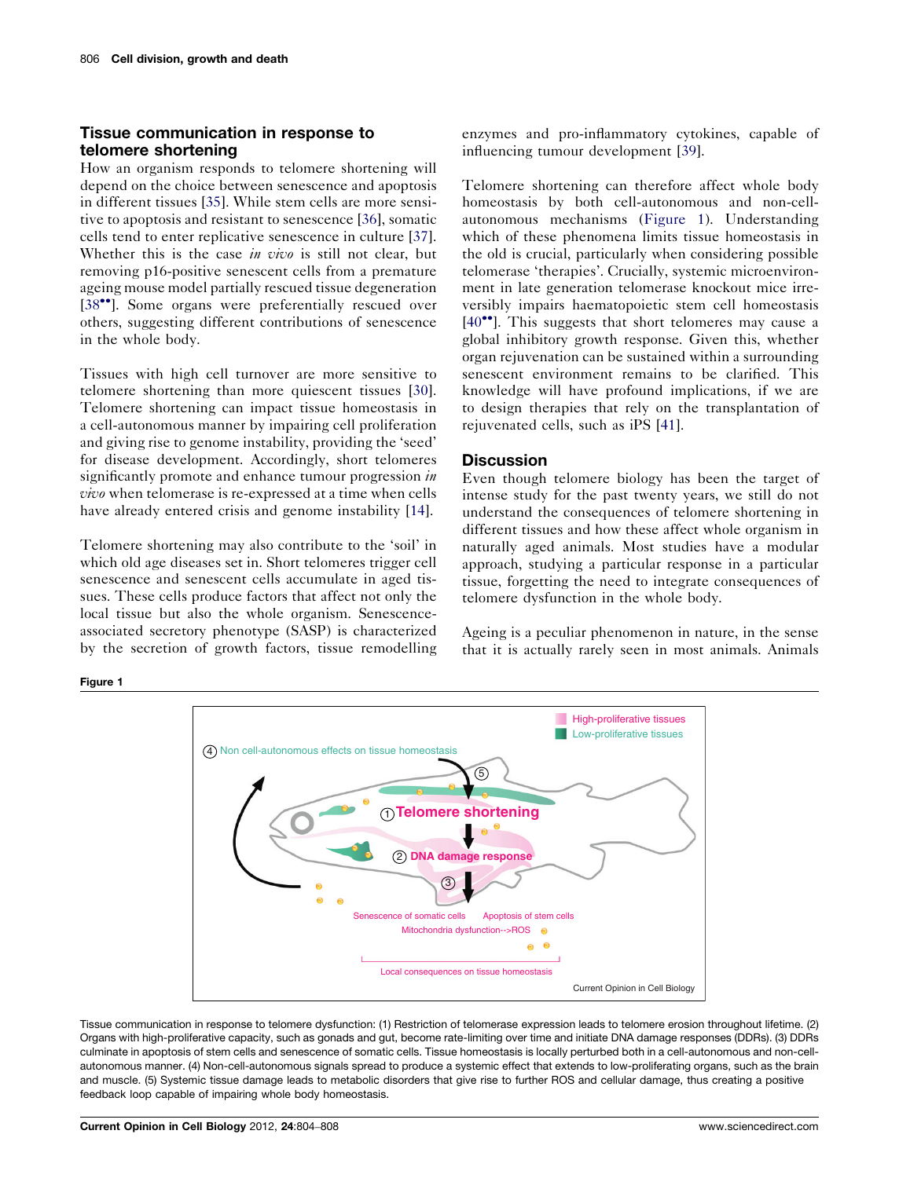## Tissue communication in response to telomere shortening

How an organism responds to telomere shortening will depend on the choice between senescence and apoptosis in different tissues [35]. While stem cells are more sensitive to apoptosis and resistant to senescence [36], somatic cells tend to enter replicative senescence in culture [37]. Whether this is the case *in vivo* is still not clear, but removing p16-positive senescent cells from a premature ageing mouse model partially rescued tissue degeneration [38••]. Some organs were preferentially rescued over others, suggesting different contributions of senescence in the whole body.

Tissues with high cell turnover are more sensitive to telomere shortening than more quiescent tissues [30]. Telomere shortening can impact tissue homeostasis in a cell-autonomous manner by impairing cell proliferation and giving rise to genome instability, providing the 'seed' for disease development. Accordingly, short telomeres significantly promote and enhance tumour progression *in vivo* when telomerase is re-expressed at a time when cells have already entered crisis and genome instability [14].

Telomere shortening may also contribute to the 'soil' in which old age diseases set in. Short telomeres trigger cell senescence and senescent cells accumulate in aged tissues. These cells produce factors that affect not only the local tissue but also the whole organism. Senescence-associated secretory phenotype (SASP) is characterized by the secretion of growth factors, tissue remodelling enzymes and pro-inflammatory cytokines, capable of influencing tumour development [39].

Telomere shortening can therefore affect whole body homeostasis by both cell-autonomous and non-cell-autonomous mechanisms (Figure 1). Understanding which of these phenomena limits tissue homeostasis in the old is crucial, particularly when considering possible telomerase 'therapies'. Crucially, systemic microenvironment in late generation telomerase knockout mice irreversibly impairs haematopoietic stem cell homeostasis [40••]. This suggests that short telomeres may cause a global inhibitory growth response. Given this, whether organ rejuvenation can be sustained within a surrounding senescent environment remains to be clarified. This knowledge will have profound implications, if we are to design therapies that rely on the transplantation of rejuvenated cells, such as iPS [41].

## Discussion

Even though telomere biology has been the target of intense study for the past twenty years, we still do not understand the consequences of telomere shortening in different tissues and how these affect whole organism in naturally aged animals. Most studies have a modular approach, studying a particular response in a particular tissue, forgetting the need to integrate consequences of telomere dysfunction in the whole body.

Ageing is a peculiar phenomenon in nature, in the sense that it is actually rarely seen in most animals. Animals

**Figure 1**

Tissue communication in response to telomere dysfunction: (1) Restriction of telomerase expression leads to telomere erosion throughout lifetime. (2) Organs with high-proliferative capacity, such as gonads and gut, become rate-limiting over time and initiate DNA damage responses (DDRs). (3) DDRs culminate in apoptosis of stem cells and senescence of somatic cells. Tissue homeostasis is locally perturbed both in a cell-autonomous and non-cell-autonomous manner. (4) Non-cell-autonomous signals spread to produce a systemic effect that extends to low-proliferating organs, such as the brain and muscle. (5) Systemic tissue damage leads to metabolic disorders that give rise to further ROS and cellular damage, thus creating a positive feedback loop capable of impairing whole body homeostasis.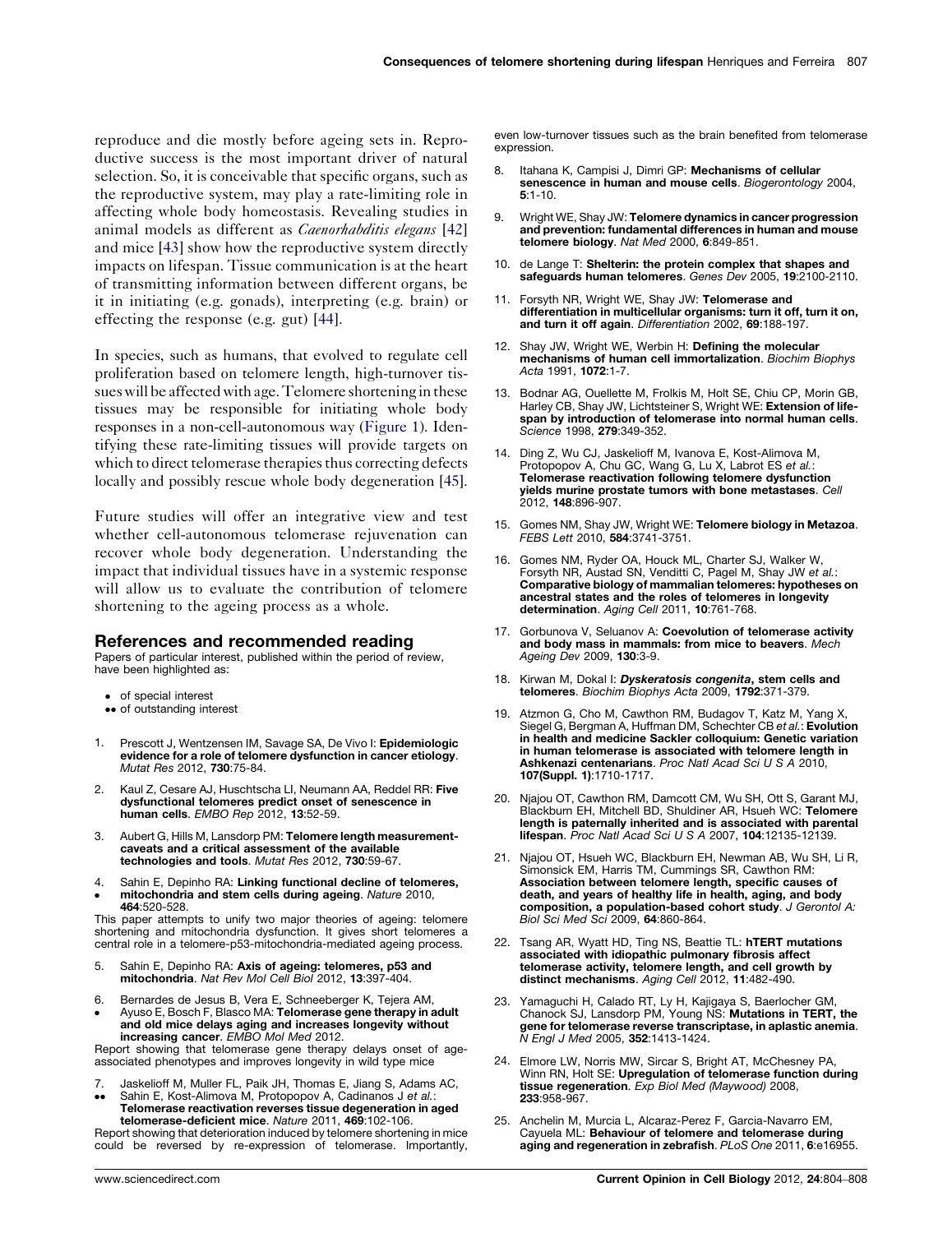reproduce and die mostly before ageing sets in. Reproductive success is the most important driver of natural selection. So, it is conceivable that specific organs, such as the reproductive system, may play a rate-limiting role in affecting whole body homeostasis. Revealing studies in animal models as different as *Caenorhabditis elegans* [42] and mice [43] show how the reproductive system directly impacts on lifespan. Tissue communication is at the heart of transmitting information between different organs, be it in initiating (e.g. gonads), interpreting (e.g. brain) or effecting the response (e.g. gut) [44].

In species, such as humans, that evolved to regulate cell proliferation based on telomere length, high-turnover tissues will be affected with age. Telomere shortening in these tissues may be responsible for initiating whole body responses in a non-cell-autonomous way (Figure 1). Identifying these rate-limiting tissues will provide targets on which to direct telomerase therapies thus correcting defects locally and possibly rescue whole body degeneration [45].

Future studies will offer an integrative view and test whether cell-autonomous telomerase rejuvenation can recover whole body degeneration. Understanding the impact that individual tissues have in a systemic response will allow us to evaluate the contribution of telomere shortening to the ageing process as a whole.

## References and recommended reading

Papers of particular interest, published within the period of review, have been highlighted as:

- • of special interest
- •• of outstanding interest

1. Prescott J, Wentzensen IM, Savage SA, De Vivo I: **Epidemiologic evidence for a role of telomere dysfunction in cancer etiology**. *Mutat Res* 2012, **730**:75-84.

2. Kaul Z, Cesare AJ, Huschtscha LI, Neumann AA, Reddel RR: **Five dysfunctional telomeres predict onset of senescence in human cells**. *EMBO Rep* 2012, **13**:52-59.

3. Aubert G, Hills M, Lansdorp PM: **Telomere length measurement-caveats and a critical assessment of the available technologies and tools**. *Mutat Res* 2012, **730**:59-67.

4. • Sahin E, Depinho RA: **Linking functional decline of telomeres, mitochondria and stem cells during ageing**. *Nature* 2010, **464**:520-528.

   This paper attempts to unify two major theories of ageing: telomere shortening and mitochondria dysfunction. It gives short telomeres a central role in a telomere-p53-mitochondria-mediated ageing process.

5. Sahin E, Depinho RA: **Axis of ageing: telomeres, p53 and mitochondria**. *Nat Rev Mol Cell Biol* 2012, **13**:397-404.

6. • Bernardes de Jesus B, Vera E, Schneeberger K, Tejera AM, Ayuso E, Bosch F, Blasco MA: **Telomerase gene therapy in adult and old mice delays aging and increases longevity without increasing cancer**. *EMBO Mol Med* 2012.

   Report showing that telomerase gene therapy delays onset of age-associated phenotypes and improves longevity in wild type mice

7. •• Jaskelioff M, Muller FL, Paik JH, Thomas E, Jiang S, Adams AC, Sahin E, Kost-Alimova M, Protopopov A, Cadinanos J *et al.*: **Telomerase reactivation reverses tissue degeneration in aged telomerase-deficient mice**. *Nature* 2011, **469**:102-106.

   Report showing that deterioration induced by telomere shortening in mice could be reversed by re-expression of telomerase. Importantly, even low-turnover tissues such as the brain benefited from telomerase expression.

8. Itahana K, Campisi J, Dimri GP: **Mechanisms of cellular senescence in human and mouse cells**. *Biogerontology* 2004, **5**:1-10.

9. Wright WE, Shay JW: **Telomere dynamics in cancer progression and prevention: fundamental differences in human and mouse telomere biology**. *Nat Med* 2000, **6**:849-851.

10. de Lange T: **Shelterin: the protein complex that shapes and safeguards human telomeres**. *Genes Dev* 2005, **19**:2100-2110.

11. Forsyth NR, Wright WE, Shay JW: **Telomerase and differentiation in multicellular organisms: turn it off, turn it on, and turn it off again**. *Differentiation* 2002, **69**:188-197.

12. Shay JW, Wright WE, Werbin H: **Defining the molecular mechanisms of human cell immortalization**. *Biochim Biophys Acta* 1991, **1072**:1-7.

13. Bodnar AG, Ouellette M, Frolkis M, Holt SE, Chiu CP, Morin GB, Harley CB, Shay JW, Lichtsteiner S, Wright WE: **Extension of life-span by introduction of telomerase into normal human cells**. *Science* 1998, **279**:349-352.

14. Ding Z, Wu CJ, Jaskelioff M, Ivanova E, Kost-Alimova M, Protopopov A, Chu GC, Wang G, Lu X, Labrot ES *et al.*: **Telomerase reactivation following telomere dysfunction yields murine prostate tumors with bone metastases**. *Cell* 2012, **148**:896-907.

15. Gomes NM, Shay JW, Wright WE: **Telomere biology in Metazoa**. *FEBS Lett* 2010, **584**:3741-3751.

16. Gomes NM, Ryder OA, Houck ML, Charter SJ, Walker W, Forsyth NR, Austad SN, Venditti C, Pagel M, Shay JW *et al.*: **Comparative biology of mammalian telomeres: hypotheses on ancestral states and the roles of telomeres in longevity determination**. *Aging Cell* 2011, **10**:761-768.

17. Gorbunova V, Seluanov A: **Coevolution of telomerase activity and body mass in mammals: from mice to beavers**. *Mech Ageing Dev* 2009, **130**:3-9.

18. Kirwan M, Dokal I: ***Dyskeratosis congenita*, stem cells and telomeres**. *Biochim Biophys Acta* 2009, **1792**:371-379.

19. Atzmon G, Cho M, Cawthon RM, Budagov T, Katz M, Yang X, Siegel G, Bergman A, Huffman DM, Schechter CB *et al.*: **Evolution in health and medicine Sackler colloquium: Genetic variation in human telomerase is associated with telomere length in Ashkenazi centenarians**. *Proc Natl Acad Sci U S A* 2010, **107(Suppl. 1)**:1710-1717.

20. Njajou OT, Cawthon RM, Damcott CM, Wu SH, Ott S, Garant MJ, Blackburn EH, Mitchell BD, Shuldiner AR, Hsueh WC: **Telomere length is paternally inherited and is associated with parental lifespan**. *Proc Natl Acad Sci U S A* 2007, **104**:12135-12139.

21. Njajou OT, Hsueh WC, Blackburn EH, Newman AB, Wu SH, Li R, Simonsick EM, Harris TM, Cummings SR, Cawthon RM: **Association between telomere length, specific causes of death, and years of healthy life in health, aging, and body composition, a population-based cohort study**. *J Gerontol A: Biol Sci Med Sci* 2009, **64**:860-864.

22. Tsang AR, Wyatt HD, Ting NS, Beattie TL: **hTERT mutations associated with idiopathic pulmonary fibrosis affect telomerase activity, telomere length, and cell growth by distinct mechanisms**. *Aging Cell* 2012, **11**:482-490.

23. Yamaguchi H, Calado RT, Ly H, Kajigaya S, Baerlocher GM, Chanock SJ, Lansdorp PM, Young NS: **Mutations in TERT, the gene for telomerase reverse transcriptase, in aplastic anemia**. *N Engl J Med* 2005, **352**:1413-1424.

24. Elmore LW, Norris MW, Sircar S, Bright AT, McChesney PA, Winn RN, Holt SE: **Upregulation of telomerase function during tissue regeneration**. *Exp Biol Med (Maywood)* 2008, **233**:958-967.

25. Anchelin M, Murcia L, Alcaraz-Perez F, Garcia-Navarro EM, Cayuela ML: **Behaviour of telomere and telomerase during aging and regeneration in zebrafish**. *PLoS One* 2011, **6**:e16955.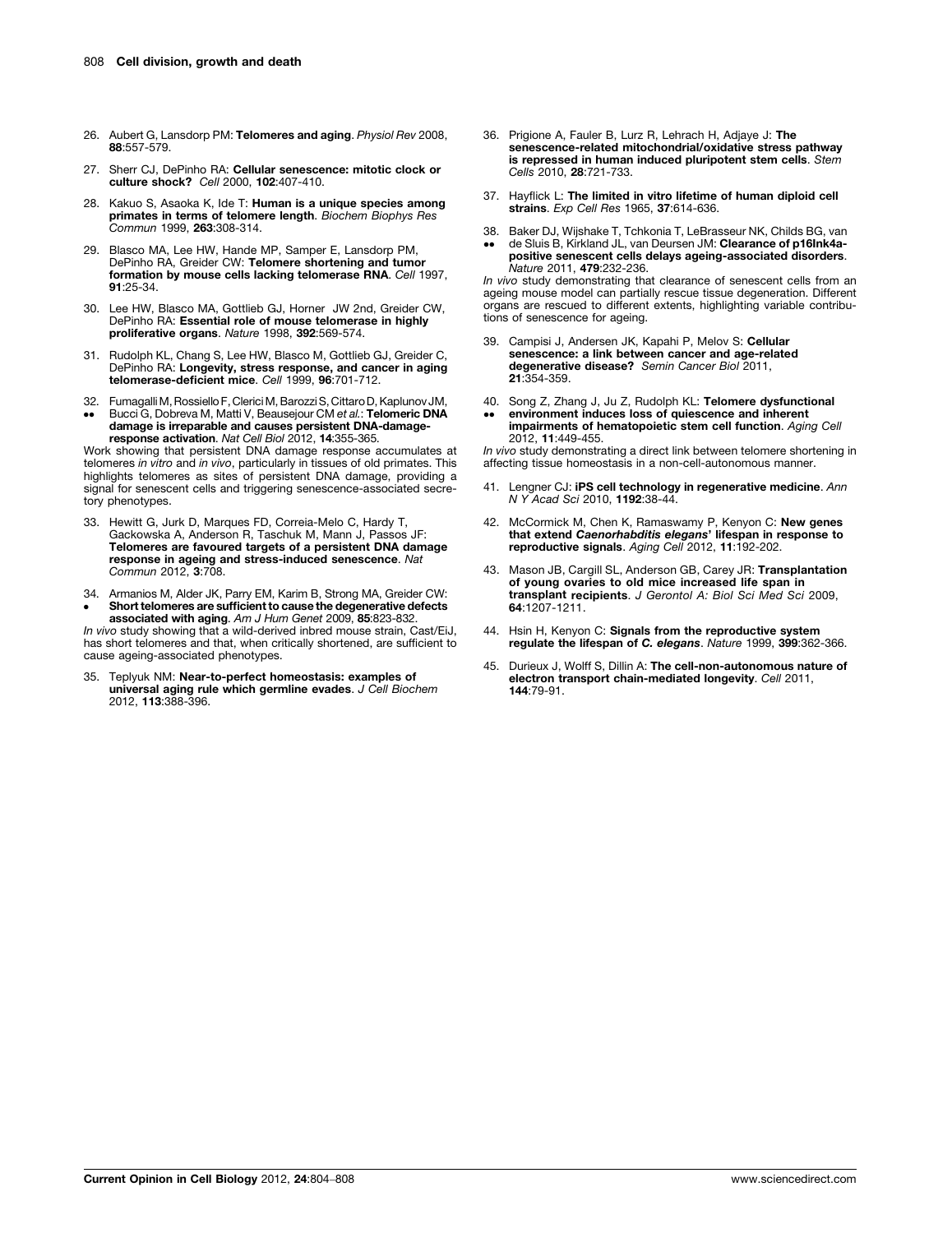26. Aubert G, Lansdorp PM: **Telomeres and aging**. *Physiol Rev* 2008, **88**:557-579.

27. Sherr CJ, DePinho RA: **Cellular senescence: mitotic clock or culture shock?** *Cell* 2000, **102**:407-410.

28. Kakuo S, Asaoka K, Ide T: **Human is a unique species among primates in terms of telomere length**. *Biochem Biophys Res Commun* 1999, **263**:308-314.

29. Blasco MA, Lee HW, Hande MP, Samper E, Lansdorp PM, DePinho RA, Greider CW: **Telomere shortening and tumor formation by mouse cells lacking telomerase RNA**. *Cell* 1997, **91**:25-34.

30. Lee HW, Blasco MA, Gottlieb GJ, Horner JW 2nd, Greider CW, DePinho RA: **Essential role of mouse telomerase in highly proliferative organs**. *Nature* 1998, **392**:569-574.

31. Rudolph KL, Chang S, Lee HW, Blasco M, Gottlieb GJ, Greider C, DePinho RA: **Longevity, stress response, and cancer in aging telomerase-deficient mice**. *Cell* 1999, **96**:701-712.

32. •• Fumagalli M, Rossiello F, Clerici M, Barozzi S, Cittaro D, Kaplunov JM, Bucci G, Dobreva M, Matti V, Beausejour CM *et al.*: **Telomeric DNA damage is irreparable and causes persistent DNA-damage-response activation**. *Nat Cell Biol* 2012, **14**:355-365.

Work showing that persistent DNA damage response accumulates at telomeres *in vitro* and *in vivo*, particularly in tissues of old primates. This highlights telomeres as sites of persistent DNA damage, providing a signal for senescent cells and triggering senescence-associated secretory phenotypes.

33. Hewitt G, Jurk D, Marques FD, Correia-Melo C, Hardy T, Gackowska A, Anderson R, Taschuk M, Mann J, Passos JF: **Telomeres are favoured targets of a persistent DNA damage response in ageing and stress-induced senescence**. *Nat Commun* 2012, **3**:708.

34. • Armanios M, Alder JK, Parry EM, Karim B, Strong MA, Greider CW: **Short telomeres are sufficient to cause the degenerative defects associated with aging**. *Am J Hum Genet* 2009, **85**:823-832.

*In vivo* study showing that a wild-derived inbred mouse strain, Cast/EiJ, has short telomeres and that, when critically shortened, are sufficient to cause ageing-associated phenotypes.

35. Teplyuk NM: **Near-to-perfect homeostasis: examples of universal aging rule which germline evades**. *J Cell Biochem* 2012, **113**:388-396.

36. Prigione A, Fauler B, Lurz R, Lehrach H, Adjaye J: **The senescence-related mitochondrial/oxidative stress pathway is repressed in human induced pluripotent stem cells**. *Stem Cells* 2010, **28**:721-733.

37. Hayflick L: **The limited in vitro lifetime of human diploid cell strains**. *Exp Cell Res* 1965, **37**:614-636.

38. •• Baker DJ, Wijshake T, Tchkonia T, LeBrasseur NK, Childs BG, van de Sluis B, Kirkland JL, van Deursen JM: **Clearance of p16Ink4a-positive senescent cells delays ageing-associated disorders**. *Nature* 2011, **479**:232-236.

*In vivo* study demonstrating that clearance of senescent cells from an ageing mouse model can partially rescue tissue degeneration. Different organs are rescued to different extents, highlighting variable contributions of senescence for ageing.

39. Campisi J, Andersen JK, Kapahi P, Melov S: **Cellular senescence: a link between cancer and age-related degenerative disease?** *Semin Cancer Biol* 2011, **21**:354-359.

40. •• Song Z, Zhang J, Ju Z, Rudolph KL: **Telomere dysfunctional environment induces loss of quiescence and inherent impairments of hematopoietic stem cell function**. *Aging Cell* 2012, **11**:449-455.

*In vivo* study demonstrating a direct link between telomere shortening in affecting tissue homeostasis in a non-cell-autonomous manner.

41. Lengner CJ: **iPS cell technology in regenerative medicine**. *Ann N Y Acad Sci* 2010, **1192**:38-44.

42. McCormick M, Chen K, Ramaswamy P, Kenyon C: **New genes that extend *Caenorhabditis elegans*' lifespan in response to reproductive signals**. *Aging Cell* 2012, **11**:192-202.

43. Mason JB, Cargill SL, Anderson GB, Carey JR: **Transplantation of young ovaries to old mice increased life span in transplant recipients**. *J Gerontol A: Biol Sci Med Sci* 2009, **64**:1207-1211.

44. Hsin H, Kenyon C: **Signals from the reproductive system regulate the lifespan of *C. elegans***. *Nature* 1999, **399**:362-366.

45. Durieux J, Wolff S, Dillin A: **The cell-non-autonomous nature of electron transport chain-mediated longevity**. *Cell* 2011, **144**:79-91.